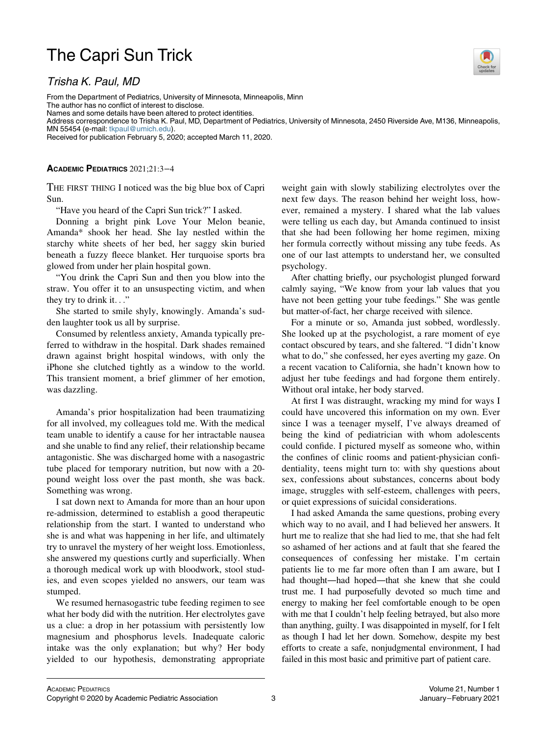# The Capri Sun Trick

*Trisha K. Paul, MD*

From the Department of Pediatrics, University of Minnesota, Minneapolis, Minn
The author has no conflict of interest to disclose.
Names and some details have been altered to protect identities.
Address correspondence to Trisha K. Paul, MD, Department of Pediatrics, University of Minnesota, 2450 Riverside Ave, M136, Minneapolis, MN 55454 (e-mail: tkpaul@umich.edu).
Received for publication February 5, 2020; accepted March 11, 2020.

**Academic Pediatrics** 2021;21:3−4

THE FIRST THING I noticed was the big blue box of Capri Sun.

"Have you heard of the Capri Sun trick?" I asked.

Donning a bright pink Love Your Melon beanie, Amanda* shook her head. She lay nestled within the starchy white sheets of her bed, her saggy skin buried beneath a fuzzy fleece blanket. Her turquoise sports bra glowed from under her plain hospital gown.

"You drink the Capri Sun and then you blow into the straw. You offer it to an unsuspecting victim, and when they try to drink it. . ."

She started to smile shyly, knowingly. Amanda's sudden laughter took us all by surprise.

Consumed by relentless anxiety, Amanda typically preferred to withdraw in the hospital. Dark shades remained drawn against bright hospital windows, with only the iPhone she clutched tightly as a window to the world. This transient moment, a brief glimmer of her emotion, was dazzling.

Amanda's prior hospitalization had been traumatizing for all involved, my colleagues told me. With the medical team unable to identify a cause for her intractable nausea and she unable to find any relief, their relationship became antagonistic. She was discharged home with a nasogastric tube placed for temporary nutrition, but now with a 20-pound weight loss over the past month, she was back. Something was wrong.

I sat down next to Amanda for more than an hour upon re-admission, determined to establish a good therapeutic relationship from the start. I wanted to understand who she is and what was happening in her life, and ultimately try to unravel the mystery of her weight loss. Emotionless, she answered my questions curtly and superficially. When a thorough medical work up with bloodwork, stool studies, and even scopes yielded no answers, our team was stumped.

We resumed hernasogastric tube feeding regimen to see what her body did with the nutrition. Her electrolytes gave us a clue: a drop in her potassium with persistently low magnesium and phosphorus levels. Inadequate caloric intake was the only explanation; but why? Her body yielded to our hypothesis, demonstrating appropriate weight gain with slowly stabilizing electrolytes over the next few days. The reason behind her weight loss, however, remained a mystery. I shared what the lab values were telling us each day, but Amanda continued to insist that she had been following her home regimen, mixing her formula correctly without missing any tube feeds. As one of our last attempts to understand her, we consulted psychology.

After chatting briefly, our psychologist plunged forward calmly saying, "We know from your lab values that you have not been getting your tube feedings." She was gentle but matter-of-fact, her charge received with silence.

For a minute or so, Amanda just sobbed, wordlessly. She looked up at the psychologist, a rare moment of eye contact obscured by tears, and she faltered. "I didn't know what to do," she confessed, her eyes averting my gaze. On a recent vacation to California, she hadn't known how to adjust her tube feedings and had forgone them entirely. Without oral intake, her body starved.

At first I was distraught, wracking my mind for ways I could have uncovered this information on my own. Ever since I was a teenager myself, I've always dreamed of being the kind of pediatrician with whom adolescents could confide. I pictured myself as someone who, within the confines of clinic rooms and patient-physician confidentiality, teens might turn to: with shy questions about sex, confessions about substances, concerns about body image, struggles with self-esteem, challenges with peers, or quiet expressions of suicidal considerations.

I had asked Amanda the same questions, probing every which way to no avail, and I had believed her answers. It hurt me to realize that she had lied to me, that she had felt so ashamed of her actions and at fault that she feared the consequences of confessing her mistake. I'm certain patients lie to me far more often than I am aware, but I had thought—had hoped—that she knew that she could trust me. I had purposefully devoted so much time and energy to making her feel comfortable enough to be open with me that I couldn't help feeling betrayed, but also more than anything, guilty. I was disappointed in myself, for I felt as though I had let her down. Somehow, despite my best efforts to create a safe, nonjudgmental environment, I had failed in this most basic and primitive part of patient care.

Copyright © 2020 by Academic Pediatric Association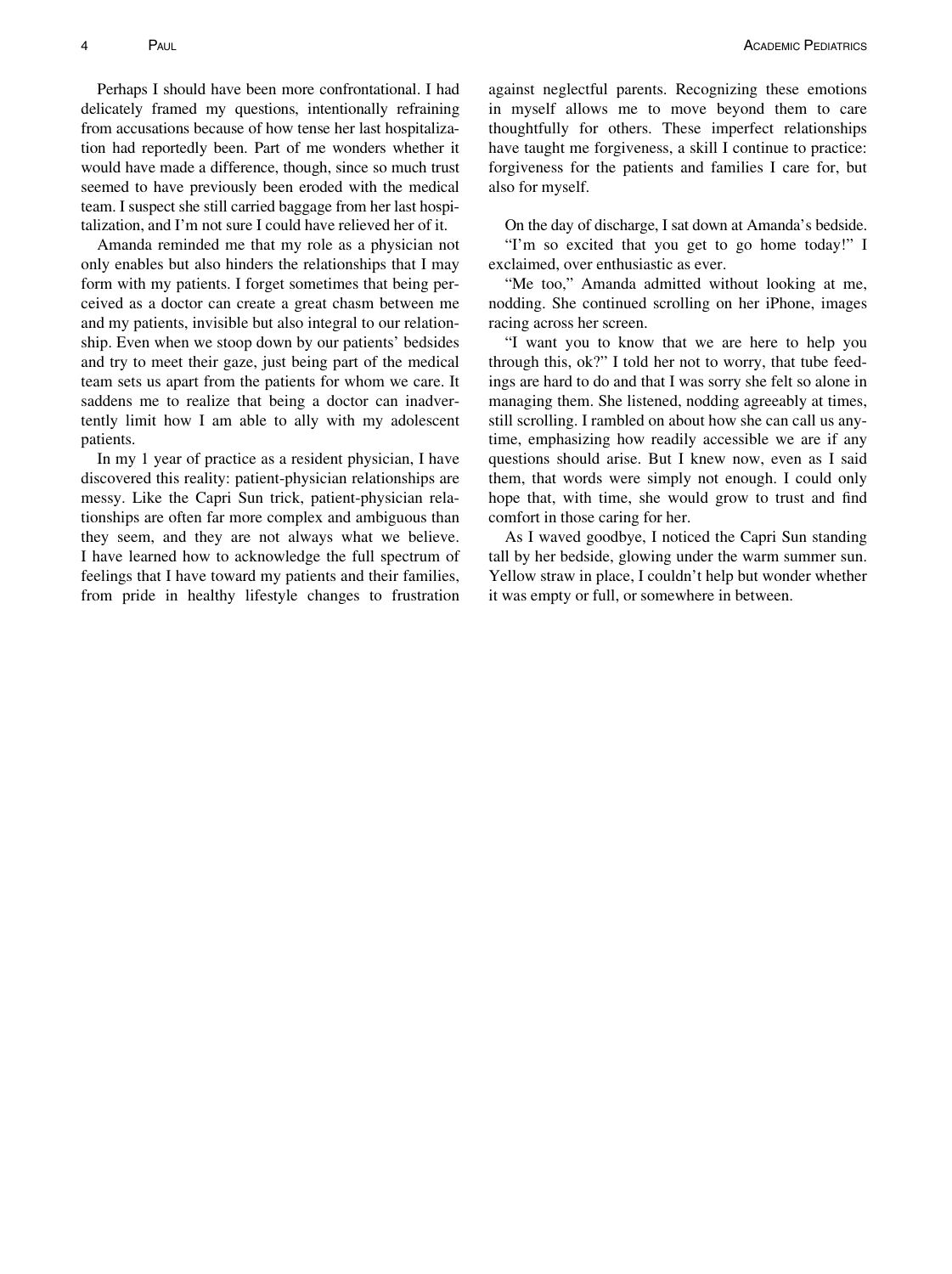Perhaps I should have been more confrontational. I had delicately framed my questions, intentionally refraining from accusations because of how tense her last hospitalization had reportedly been. Part of me wonders whether it would have made a difference, though, since so much trust seemed to have previously been eroded with the medical team. I suspect she still carried baggage from her last hospitalization, and I'm not sure I could have relieved her of it.

Amanda reminded me that my role as a physician not only enables but also hinders the relationships that I may form with my patients. I forget sometimes that being perceived as a doctor can create a great chasm between me and my patients, invisible but also integral to our relationship. Even when we stoop down by our patients' bedsides and try to meet their gaze, just being part of the medical team sets us apart from the patients for whom we care. It saddens me to realize that being a doctor can inadvertently limit how I am able to ally with my adolescent patients.

In my 1 year of practice as a resident physician, I have discovered this reality: patient-physician relationships are messy. Like the Capri Sun trick, patient-physician relationships are often far more complex and ambiguous than they seem, and they are not always what we believe. I have learned how to acknowledge the full spectrum of feelings that I have toward my patients and their families, from pride in healthy lifestyle changes to frustration against neglectful parents. Recognizing these emotions in myself allows me to move beyond them to care thoughtfully for others. These imperfect relationships have taught me forgiveness, a skill I continue to practice: forgiveness for the patients and families I care for, but also for myself.

On the day of discharge, I sat down at Amanda's bedside.

"I'm so excited that you get to go home today!" I exclaimed, over enthusiastic as ever.

"Me too," Amanda admitted without looking at me, nodding. She continued scrolling on her iPhone, images racing across her screen.

"I want you to know that we are here to help you through this, ok?" I told her not to worry, that tube feedings are hard to do and that I was sorry she felt so alone in managing them. She listened, nodding agreeably at times, still scrolling. I rambled on about how she can call us anytime, emphasizing how readily accessible we are if any questions should arise. But I knew now, even as I said them, that words were simply not enough. I could only hope that, with time, she would grow to trust and find comfort in those caring for her.

As I waved goodbye, I noticed the Capri Sun standing tall by her bedside, glowing under the warm summer sun. Yellow straw in place, I couldn't help but wonder whether it was empty or full, or somewhere in between.